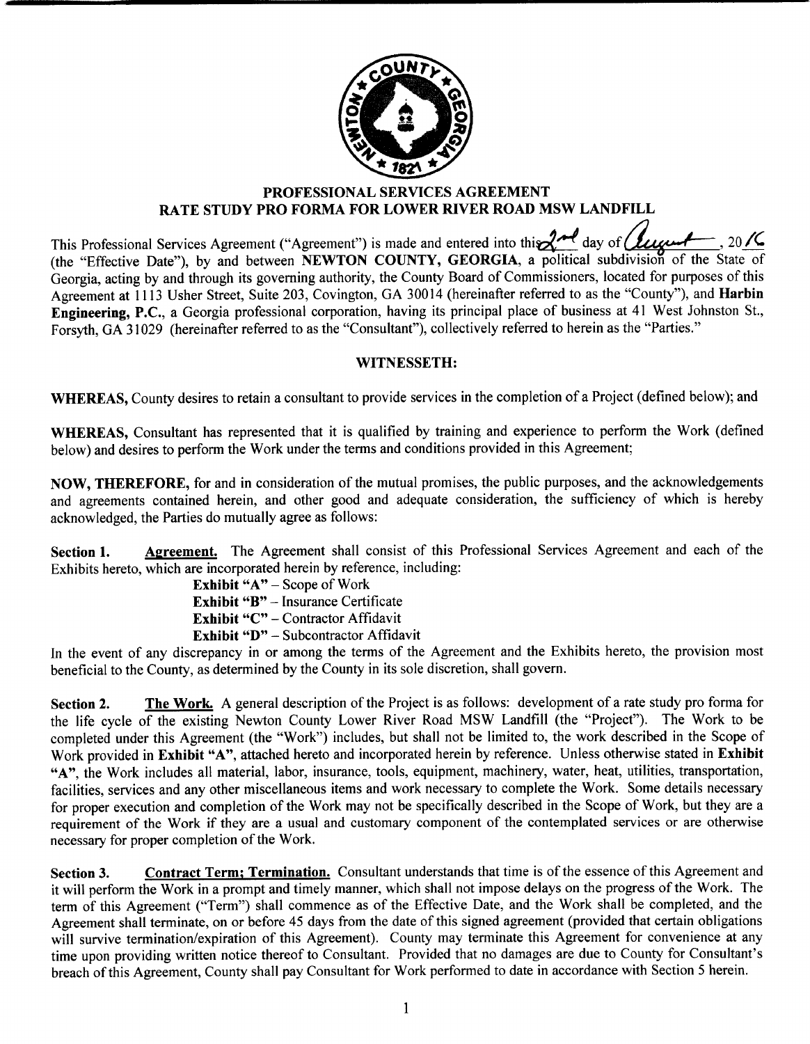# PROFESSIONAL SERVICES AGREEMENT
## RATE STUDY PRO FORMA FOR LOWER RIVER ROAD MSW LANDFILL

This Professional Services Agreement ("Agreement") is made and entered into this 2nd day of August, 2016 (the "Effective Date"), by and between **NEWTON COUNTY, GEORGIA**, a political subdivision of the State of Georgia, acting by and through its governing authority, the County Board of Commissioners, located for purposes of this Agreement at 1113 Usher Street, Suite 203, Covington, GA 30014 (hereinafter referred to as the "County"), and **Harbin Engineering, P.C.**, a Georgia professional corporation, having its principal place of business at 41 West Johnston St., Forsyth, GA 31029 (hereinafter referred to as the "Consultant"), collectively referred to herein as the "Parties."

### WITNESSETH:

**WHEREAS,** County desires to retain a consultant to provide services in the completion of a Project (defined below); and

**WHEREAS,** Consultant has represented that it is qualified by training and experience to perform the Work (defined below) and desires to perform the Work under the terms and conditions provided in this Agreement;

**NOW, THEREFORE,** for and in consideration of the mutual promises, the public purposes, and the acknowledgements and agreements contained herein, and other good and adequate consideration, the sufficiency of which is hereby acknowledged, the Parties do mutually agree as follows:

**Section 1.** **Agreement.** The Agreement shall consist of this Professional Services Agreement and each of the Exhibits hereto, which are incorporated herein by reference, including:

- **Exhibit "A"** – Scope of Work
- **Exhibit "B"** – Insurance Certificate
- **Exhibit "C"** – Contractor Affidavit
- **Exhibit "D"** – Subcontractor Affidavit

In the event of any discrepancy in or among the terms of the Agreement and the Exhibits hereto, the provision most beneficial to the County, as determined by the County in its sole discretion, shall govern.

**Section 2.** **The Work.** A general description of the Project is as follows: development of a rate study pro forma for the life cycle of the existing Newton County Lower River Road MSW Landfill (the "Project"). The Work to be completed under this Agreement (the "Work") includes, but shall not be limited to, the work described in the Scope of Work provided in **Exhibit "A"**, attached hereto and incorporated herein by reference. Unless otherwise stated in **Exhibit "A"**, the Work includes all material, labor, insurance, tools, equipment, machinery, water, heat, utilities, transportation, facilities, services and any other miscellaneous items and work necessary to complete the Work. Some details necessary for proper execution and completion of the Work may not be specifically described in the Scope of Work, but they are a requirement of the Work if they are a usual and customary component of the contemplated services or are otherwise necessary for proper completion of the Work.

**Section 3.** **Contract Term; Termination.** Consultant understands that time is of the essence of this Agreement and it will perform the Work in a prompt and timely manner, which shall not impose delays on the progress of the Work. The term of this Agreement ("Term") shall commence as of the Effective Date, and the Work shall be completed, and the Agreement shall terminate, on or before 45 days from the date of this signed agreement (provided that certain obligations will survive termination/expiration of this Agreement). County may terminate this Agreement for convenience at any time upon providing written notice thereof to Consultant. Provided that no damages are due to County for Consultant's breach of this Agreement, County shall pay Consultant for Work performed to date in accordance with Section 5 herein.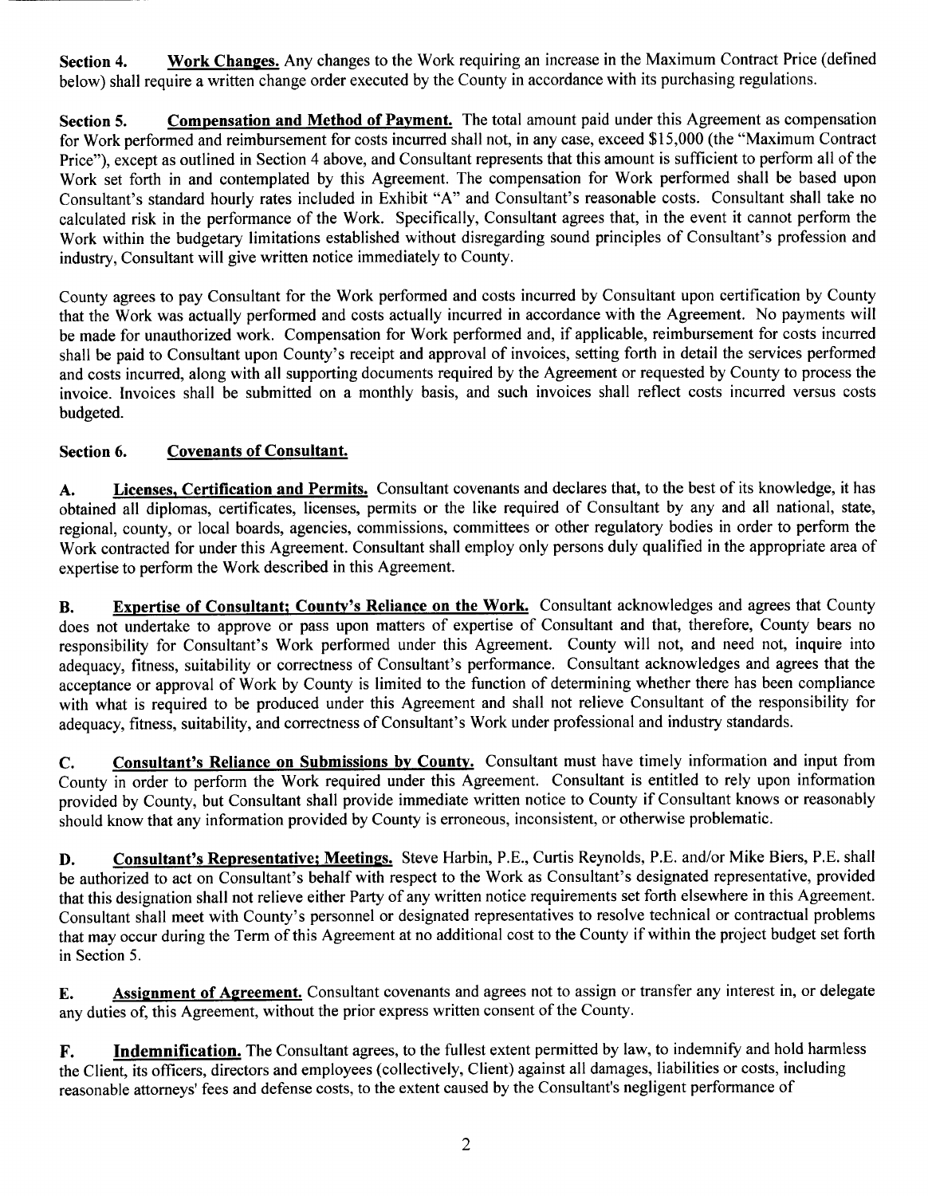**Section 4. Work Changes.** Any changes to the Work requiring an increase in the Maximum Contract Price (defined below) shall require a written change order executed by the County in accordance with its purchasing regulations.

**Section 5. Compensation and Method of Payment.** The total amount paid under this Agreement as compensation for Work performed and reimbursement for costs incurred shall not, in any case, exceed $15,000 (the "Maximum Contract Price"), except as outlined in Section 4 above, and Consultant represents that this amount is sufficient to perform all of the Work set forth in and contemplated by this Agreement. The compensation for Work performed shall be based upon Consultant's standard hourly rates included in Exhibit "A" and Consultant's reasonable costs. Consultant shall take no calculated risk in the performance of the Work. Specifically, Consultant agrees that, in the event it cannot perform the Work within the budgetary limitations established without disregarding sound principles of Consultant's profession and industry, Consultant will give written notice immediately to County.

County agrees to pay Consultant for the Work performed and costs incurred by Consultant upon certification by County that the Work was actually performed and costs actually incurred in accordance with the Agreement. No payments will be made for unauthorized work. Compensation for Work performed and, if applicable, reimbursement for costs incurred shall be paid to Consultant upon County's receipt and approval of invoices, setting forth in detail the services performed and costs incurred, along with all supporting documents required by the Agreement or requested by County to process the invoice. Invoices shall be submitted on a monthly basis, and such invoices shall reflect costs incurred versus costs budgeted.

**Section 6. Covenants of Consultant.**

**A. Licenses, Certification and Permits.** Consultant covenants and declares that, to the best of its knowledge, it has obtained all diplomas, certificates, licenses, permits or the like required of Consultant by any and all national, state, regional, county, or local boards, agencies, commissions, committees or other regulatory bodies in order to perform the Work contracted for under this Agreement. Consultant shall employ only persons duly qualified in the appropriate area of expertise to perform the Work described in this Agreement.

**B. Expertise of Consultant; County's Reliance on the Work.** Consultant acknowledges and agrees that County does not undertake to approve or pass upon matters of expertise of Consultant and that, therefore, County bears no responsibility for Consultant's Work performed under this Agreement. County will not, and need not, inquire into adequacy, fitness, suitability or correctness of Consultant's performance. Consultant acknowledges and agrees that the acceptance or approval of Work by County is limited to the function of determining whether there has been compliance with what is required to be produced under this Agreement and shall not relieve Consultant of the responsibility for adequacy, fitness, suitability, and correctness of Consultant's Work under professional and industry standards.

**C. Consultant's Reliance on Submissions by County.** Consultant must have timely information and input from County in order to perform the Work required under this Agreement. Consultant is entitled to rely upon information provided by County, but Consultant shall provide immediate written notice to County if Consultant knows or reasonably should know that any information provided by County is erroneous, inconsistent, or otherwise problematic.

**D. Consultant's Representative; Meetings.** Steve Harbin, P.E., Curtis Reynolds, P.E. and/or Mike Biers, P.E. shall be authorized to act on Consultant's behalf with respect to the Work as Consultant's designated representative, provided that this designation shall not relieve either Party of any written notice requirements set forth elsewhere in this Agreement. Consultant shall meet with County's personnel or designated representatives to resolve technical or contractual problems that may occur during the Term of this Agreement at no additional cost to the County if within the project budget set forth in Section 5.

**E. Assignment of Agreement.** Consultant covenants and agrees not to assign or transfer any interest in, or delegate any duties of, this Agreement, without the prior express written consent of the County.

**F. Indemnification.** The Consultant agrees, to the fullest extent permitted by law, to indemnify and hold harmless the Client, its officers, directors and employees (collectively, Client) against all damages, liabilities or costs, including reasonable attorneys' fees and defense costs, to the extent caused by the Consultant's negligent performance of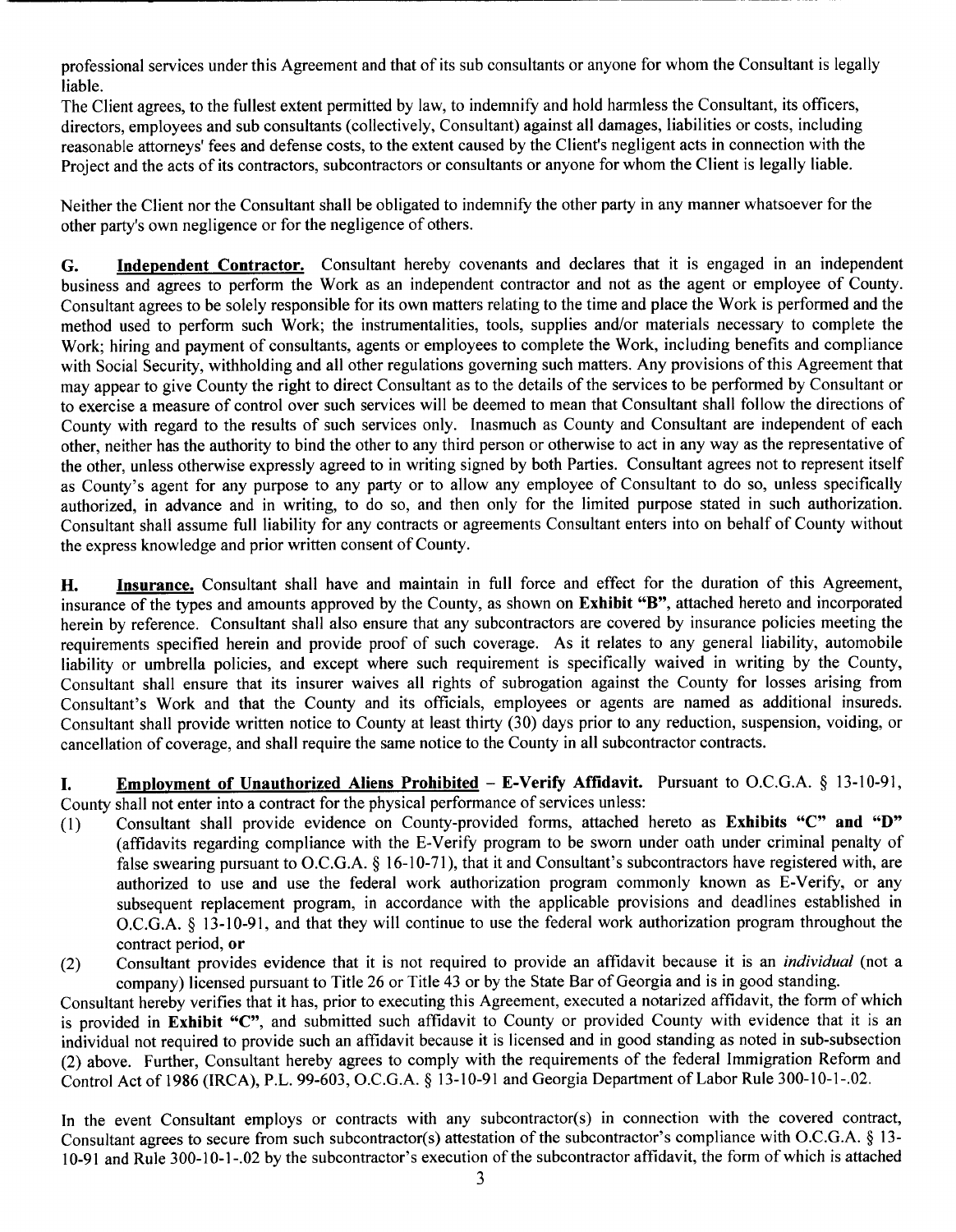professional services under this Agreement and that of its sub consultants or anyone for whom the Consultant is legally liable.

The Client agrees, to the fullest extent permitted by law, to indemnify and hold harmless the Consultant, its officers, directors, employees and sub consultants (collectively, Consultant) against all damages, liabilities or costs, including reasonable attorneys' fees and defense costs, to the extent caused by the Client's negligent acts in connection with the Project and the acts of its contractors, subcontractors or consultants or anyone for whom the Client is legally liable.

Neither the Client nor the Consultant shall be obligated to indemnify the other party in any manner whatsoever for the other party's own negligence or for the negligence of others.

**G. Independent Contractor.** Consultant hereby covenants and declares that it is engaged in an independent business and agrees to perform the Work as an independent contractor and not as the agent or employee of County. Consultant agrees to be solely responsible for its own matters relating to the time and place the Work is performed and the method used to perform such Work; the instrumentalities, tools, supplies and/or materials necessary to complete the Work; hiring and payment of consultants, agents or employees to complete the Work, including benefits and compliance with Social Security, withholding and all other regulations governing such matters. Any provisions of this Agreement that may appear to give County the right to direct Consultant as to the details of the services to be performed by Consultant or to exercise a measure of control over such services will be deemed to mean that Consultant shall follow the directions of County with regard to the results of such services only. Inasmuch as County and Consultant are independent of each other, neither has the authority to bind the other to any third person or otherwise to act in any way as the representative of the other, unless otherwise expressly agreed to in writing signed by both Parties. Consultant agrees not to represent itself as County's agent for any purpose to any party or to allow any employee of Consultant to do so, unless specifically authorized, in advance and in writing, to do so, and then only for the limited purpose stated in such authorization. Consultant shall assume full liability for any contracts or agreements Consultant enters into on behalf of County without the express knowledge and prior written consent of County.

**H. Insurance.** Consultant shall have and maintain in full force and effect for the duration of this Agreement, insurance of the types and amounts approved by the County, as shown on **Exhibit "B"**, attached hereto and incorporated herein by reference. Consultant shall also ensure that any subcontractors are covered by insurance policies meeting the requirements specified herein and provide proof of such coverage. As it relates to any general liability, automobile liability or umbrella policies, and except where such requirement is specifically waived in writing by the County, Consultant shall ensure that its insurer waives all rights of subrogation against the County for losses arising from Consultant's Work and that the County and its officials, employees or agents are named as additional insureds. Consultant shall provide written notice to County at least thirty (30) days prior to any reduction, suspension, voiding, or cancellation of coverage, and shall require the same notice to the County in all subcontractor contracts.

**I. Employment of Unauthorized Aliens Prohibited – E-Verify Affidavit.** Pursuant to O.C.G.A. § 13-10-91, County shall not enter into a contract for the physical performance of services unless:

(1) Consultant shall provide evidence on County-provided forms, attached hereto as **Exhibits "C" and "D"** (affidavits regarding compliance with the E-Verify program to be sworn under oath under criminal penalty of false swearing pursuant to O.C.G.A. § 16-10-71), that it and Consultant's subcontractors have registered with, are authorized to use and use the federal work authorization program commonly known as E-Verify, or any subsequent replacement program, in accordance with the applicable provisions and deadlines established in O.C.G.A. § 13-10-91, and that they will continue to use the federal work authorization program throughout the contract period, **or**

(2) Consultant provides evidence that it is not required to provide an affidavit because it is an *individual* (not a company) licensed pursuant to Title 26 or Title 43 or by the State Bar of Georgia and is in good standing.

Consultant hereby verifies that it has, prior to executing this Agreement, executed a notarized affidavit, the form of which is provided in **Exhibit "C"**, and submitted such affidavit to County or provided County with evidence that it is an individual not required to provide such an affidavit because it is licensed and in good standing as noted in sub-subsection (2) above. Further, Consultant hereby agrees to comply with the requirements of the federal Immigration Reform and Control Act of 1986 (IRCA), P.L. 99-603, O.C.G.A. § 13-10-91 and Georgia Department of Labor Rule 300-10-1-.02.

In the event Consultant employs or contracts with any subcontractor(s) in connection with the covered contract, Consultant agrees to secure from such subcontractor(s) attestation of the subcontractor's compliance with O.C.G.A. § 13-10-91 and Rule 300-10-1-.02 by the subcontractor's execution of the subcontractor affidavit, the form of which is attached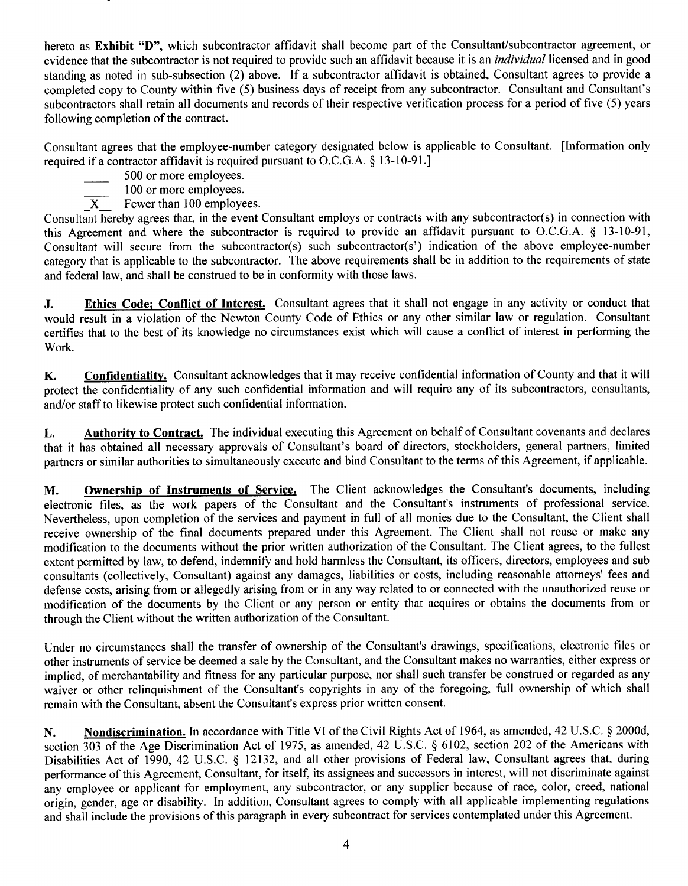hereto as **Exhibit "D"**, which subcontractor affidavit shall become part of the Consultant/subcontractor agreement, or evidence that the subcontractor is not required to provide such an affidavit because it is an *individual* licensed and in good standing as noted in sub-subsection (2) above. If a subcontractor affidavit is obtained, Consultant agrees to provide a completed copy to County within five (5) business days of receipt from any subcontractor. Consultant and Consultant's subcontractors shall retain all documents and records of their respective verification process for a period of five (5) years following completion of the contract.

Consultant agrees that the employee-number category designated below is applicable to Consultant. [Information only required if a contractor affidavit is required pursuant to O.C.G.A. § 13-10-91.]

\_\_\_\_ 500 or more employees.
\_\_\_\_ 100 or more employees.
\_X\_ Fewer than 100 employees.

Consultant hereby agrees that, in the event Consultant employs or contracts with any subcontractor(s) in connection with this Agreement and where the subcontractor is required to provide an affidavit pursuant to O.C.G.A. § 13-10-91, Consultant will secure from the subcontractor(s) such subcontractor(s') indication of the above employee-number category that is applicable to the subcontractor. The above requirements shall be in addition to the requirements of state and federal law, and shall be construed to be in conformity with those laws.

**J. Ethics Code; Conflict of Interest.** Consultant agrees that it shall not engage in any activity or conduct that would result in a violation of the Newton County Code of Ethics or any other similar law or regulation. Consultant certifies that to the best of its knowledge no circumstances exist which will cause a conflict of interest in performing the Work.

**K. Confidentiality.** Consultant acknowledges that it may receive confidential information of County and that it will protect the confidentiality of any such confidential information and will require any of its subcontractors, consultants, and/or staff to likewise protect such confidential information.

**L. Authority to Contract.** The individual executing this Agreement on behalf of Consultant covenants and declares that it has obtained all necessary approvals of Consultant's board of directors, stockholders, general partners, limited partners or similar authorities to simultaneously execute and bind Consultant to the terms of this Agreement, if applicable.

**M. Ownership of Instruments of Service.** The Client acknowledges the Consultant's documents, including electronic files, as the work papers of the Consultant and the Consultant's instruments of professional service. Nevertheless, upon completion of the services and payment in full of all monies due to the Consultant, the Client shall receive ownership of the final documents prepared under this Agreement. The Client shall not reuse or make any modification to the documents without the prior written authorization of the Consultant. The Client agrees, to the fullest extent permitted by law, to defend, indemnify and hold harmless the Consultant, its officers, directors, employees and sub consultants (collectively, Consultant) against any damages, liabilities or costs, including reasonable attorneys' fees and defense costs, arising from or allegedly arising from or in any way related to or connected with the unauthorized reuse or modification of the documents by the Client or any person or entity that acquires or obtains the documents from or through the Client without the written authorization of the Consultant.

Under no circumstances shall the transfer of ownership of the Consultant's drawings, specifications, electronic files or other instruments of service be deemed a sale by the Consultant, and the Consultant makes no warranties, either express or implied, of merchantability and fitness for any particular purpose, nor shall such transfer be construed or regarded as any waiver or other relinquishment of the Consultant's copyrights in any of the foregoing, full ownership of which shall remain with the Consultant, absent the Consultant's express prior written consent.

**N. Nondiscrimination.** In accordance with Title VI of the Civil Rights Act of 1964, as amended, 42 U.S.C. § 2000d, section 303 of the Age Discrimination Act of 1975, as amended, 42 U.S.C. § 6102, section 202 of the Americans with Disabilities Act of 1990, 42 U.S.C. § 12132, and all other provisions of Federal law, Consultant agrees that, during performance of this Agreement, Consultant, for itself, its assignees and successors in interest, will not discriminate against any employee or applicant for employment, any subcontractor, or any supplier because of race, color, creed, national origin, gender, age or disability. In addition, Consultant agrees to comply with all applicable implementing regulations and shall include the provisions of this paragraph in every subcontract for services contemplated under this Agreement.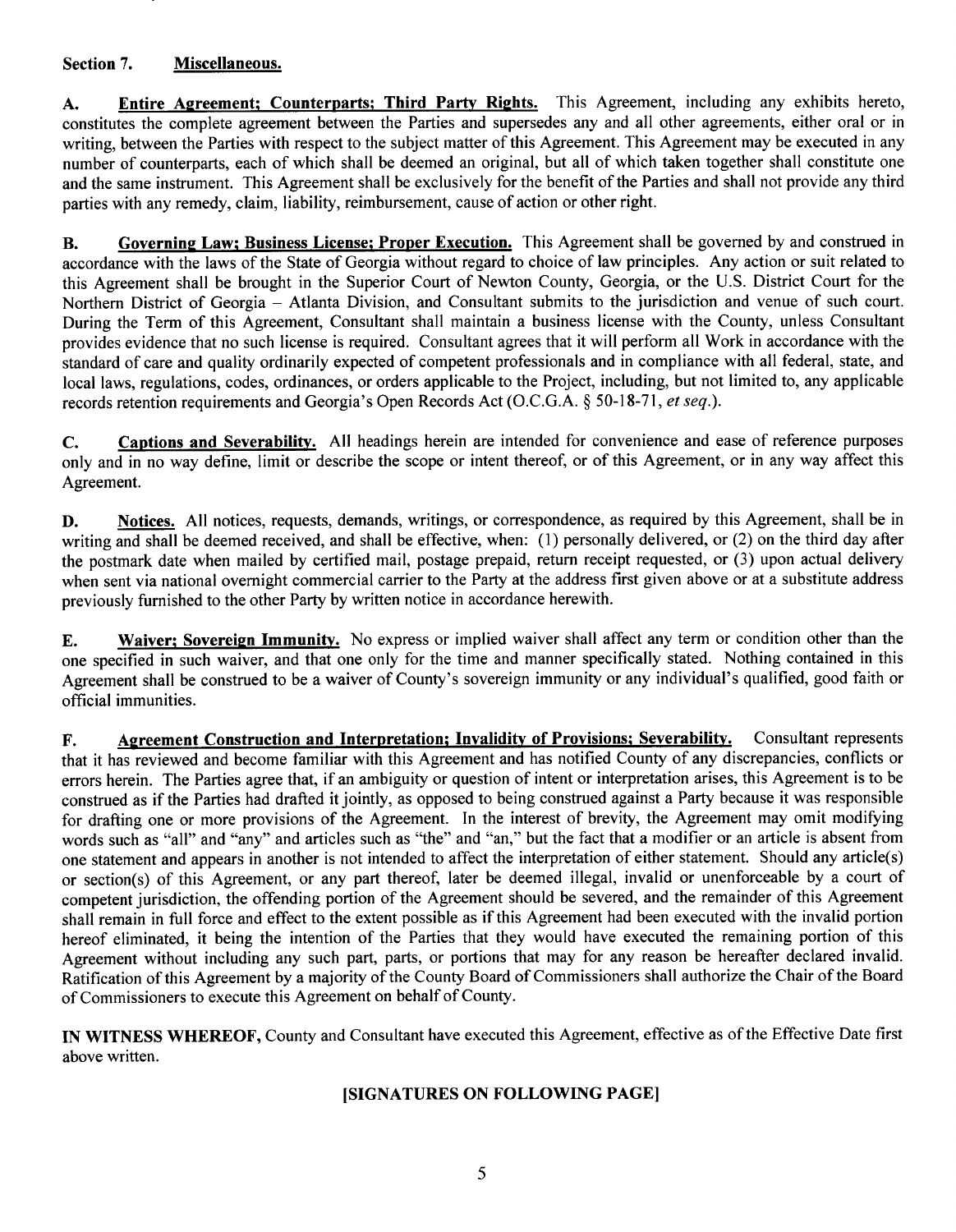**Section 7. <u>Miscellaneous.</u>**

**A. <u>Entire Agreement; Counterparts; Third Party Rights.</u>** This Agreement, including any exhibits hereto, constitutes the complete agreement between the Parties and supersedes any and all other agreements, either oral or in writing, between the Parties with respect to the subject matter of this Agreement. This Agreement may be executed in any number of counterparts, each of which shall be deemed an original, but all of which taken together shall constitute one and the same instrument. This Agreement shall be exclusively for the benefit of the Parties and shall not provide any third parties with any remedy, claim, liability, reimbursement, cause of action or other right.

**B. <u>Governing Law; Business License; Proper Execution.</u>** This Agreement shall be governed by and construed in accordance with the laws of the State of Georgia without regard to choice of law principles. Any action or suit related to this Agreement shall be brought in the Superior Court of Newton County, Georgia, or the U.S. District Court for the Northern District of Georgia – Atlanta Division, and Consultant submits to the jurisdiction and venue of such court. During the Term of this Agreement, Consultant shall maintain a business license with the County, unless Consultant provides evidence that no such license is required. Consultant agrees that it will perform all Work in accordance with the standard of care and quality ordinarily expected of competent professionals and in compliance with all federal, state, and local laws, regulations, codes, ordinances, or orders applicable to the Project, including, but not limited to, any applicable records retention requirements and Georgia's Open Records Act (O.C.G.A. § 50-18-71, *et seq.*).

**C. <u>Captions and Severability.</u>** All headings herein are intended for convenience and ease of reference purposes only and in no way define, limit or describe the scope or intent thereof, or of this Agreement, or in any way affect this Agreement.

**D. <u>Notices.</u>** All notices, requests, demands, writings, or correspondence, as required by this Agreement, shall be in writing and shall be deemed received, and shall be effective, when: (1) personally delivered, or (2) on the third day after the postmark date when mailed by certified mail, postage prepaid, return receipt requested, or (3) upon actual delivery when sent via national overnight commercial carrier to the Party at the address first given above or at a substitute address previously furnished to the other Party by written notice in accordance herewith.

**E. <u>Waiver; Sovereign Immunity.</u>** No express or implied waiver shall affect any term or condition other than the one specified in such waiver, and that one only for the time and manner specifically stated. Nothing contained in this Agreement shall be construed to be a waiver of County's sovereign immunity or any individual's qualified, good faith or official immunities.

**F. <u>Agreement Construction and Interpretation; Invalidity of Provisions; Severability.</u>** Consultant represents that it has reviewed and become familiar with this Agreement and has notified County of any discrepancies, conflicts or errors herein. The Parties agree that, if an ambiguity or question of intent or interpretation arises, this Agreement is to be construed as if the Parties had drafted it jointly, as opposed to being construed against a Party because it was responsible for drafting one or more provisions of the Agreement. In the interest of brevity, the Agreement may omit modifying words such as "all" and "any" and articles such as "the" and "an," but the fact that a modifier or an article is absent from one statement and appears in another is not intended to affect the interpretation of either statement. Should any article(s) or section(s) of this Agreement, or any part thereof, later be deemed illegal, invalid or unenforceable by a court of competent jurisdiction, the offending portion of the Agreement should be severed, and the remainder of this Agreement shall remain in full force and effect to the extent possible as if this Agreement had been executed with the invalid portion hereof eliminated, it being the intention of the Parties that they would have executed the remaining portion of this Agreement without including any such part, parts, or portions that may for any reason be hereafter declared invalid. Ratification of this Agreement by a majority of the County Board of Commissioners shall authorize the Chair of the Board of Commissioners to execute this Agreement on behalf of County.

**IN WITNESS WHEREOF,** County and Consultant have executed this Agreement, effective as of the Effective Date first above written.

**[SIGNATURES ON FOLLOWING PAGE]**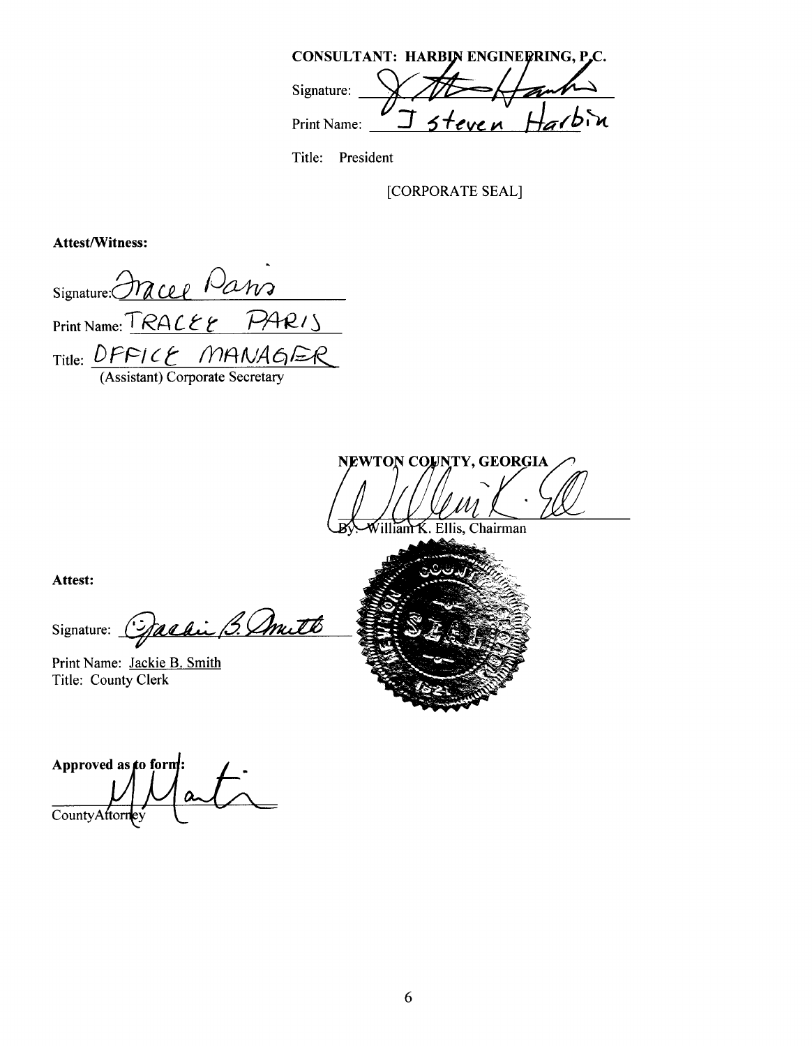**CONSULTANT: HARBIN ENGINEERING, P.C.**

Signature: _[signature]_

Print Name: J Steven Harbin

Title: President

[CORPORATE SEAL]

**Attest/Witness:**

Signature: _[signature]_

Print Name: TRACEE PARIS

Title: OFFICE MANAGER
(Assistant) Corporate Secretary

**NEWTON COUNTY, GEORGIA**

_[signature]_
By: William K. Ellis, Chairman

**Attest:**

Signature: _[signature]_

Print Name: Jackie B. Smith
Title: County Clerk

**Approved as to form:**

_[signature]_
County Attorney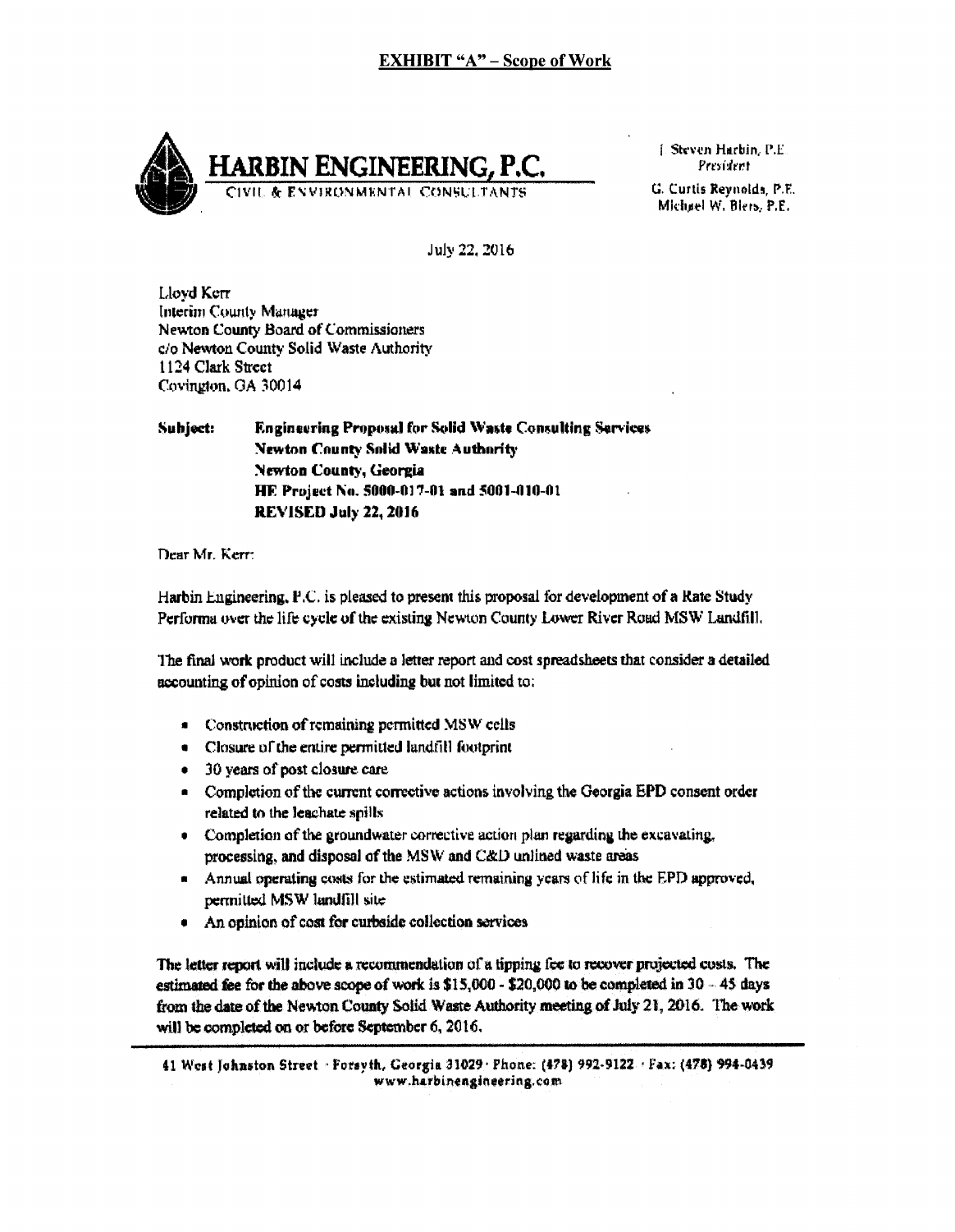## EXHIBIT "A" – Scope of Work

**HARBIN ENGINEERING, P.C.**
CIVIL & ENVIRONMENTAL CONSULTANTS

J. Steven Harbin, P.E.
*President*

G. Curtis Reynolds, P.E.
Michael W. Biers, P.E.

July 22, 2016

Lloyd Kerr
Interim County Manager
Newton County Board of Commissioners
c/o Newton County Solid Waste Authority
1124 Clark Street
Covington, GA 30014

**Subject: Engineering Proposal for Solid Waste Consulting Services**
**Newton County Solid Waste Authority**
**Newton County, Georgia**
**HE Project No. 5000-017-01 and 5001-010-01**
**REVISED July 22, 2016**

Dear Mr. Kerr:

Harbin Engineering, P.C. is pleased to present this proposal for development of a Rate Study Performa over the life cycle of the existing Newton County Lower River Road MSW Landfill.

The final work product will include a letter report and cost spreadsheets that consider a detailed accounting of opinion of costs including but not limited to:

- Construction of remaining permitted MSW cells
- Closure of the entire permitted landfill footprint
- 30 years of post closure care
- Completion of the current corrective actions involving the Georgia EPD consent order related to the leachate spills
- Completion of the groundwater corrective action plan regarding the excavating, processing, and disposal of the MSW and C&D unlined waste areas
- Annual operating costs for the estimated remaining years of life in the EPD approved, permitted MSW landfill site
- An opinion of cost for curbside collection services

The letter report will include a recommendation of a tipping fee to recover projected costs. The estimated fee for the above scope of work is $15,000 - $20,000 to be completed in 30 – 45 days from the date of the Newton County Solid Waste Authority meeting of July 21, 2016. The work will be completed on or before September 6, 2016.

41 West Johnston Street · Forsyth, Georgia 31029 · Phone: (478) 992-9122 · Fax: (478) 994-0439
www.harbinengineering.com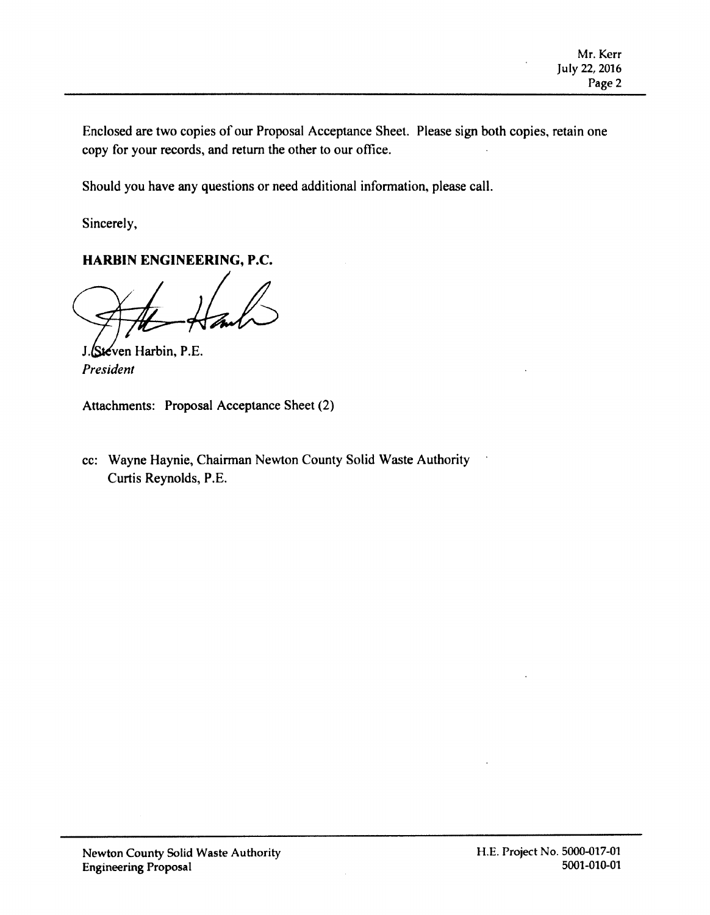Enclosed are two copies of our Proposal Acceptance Sheet. Please sign both copies, retain one copy for your records, and return the other to our office.

Should you have any questions or need additional information, please call.

Sincerely,

**HARBIN ENGINEERING, P.C.**

J. Steven Harbin, P.E.
*President*

Attachments: Proposal Acceptance Sheet (2)

cc: Wayne Haynie, Chairman Newton County Solid Waste Authority
Curtis Reynolds, P.E.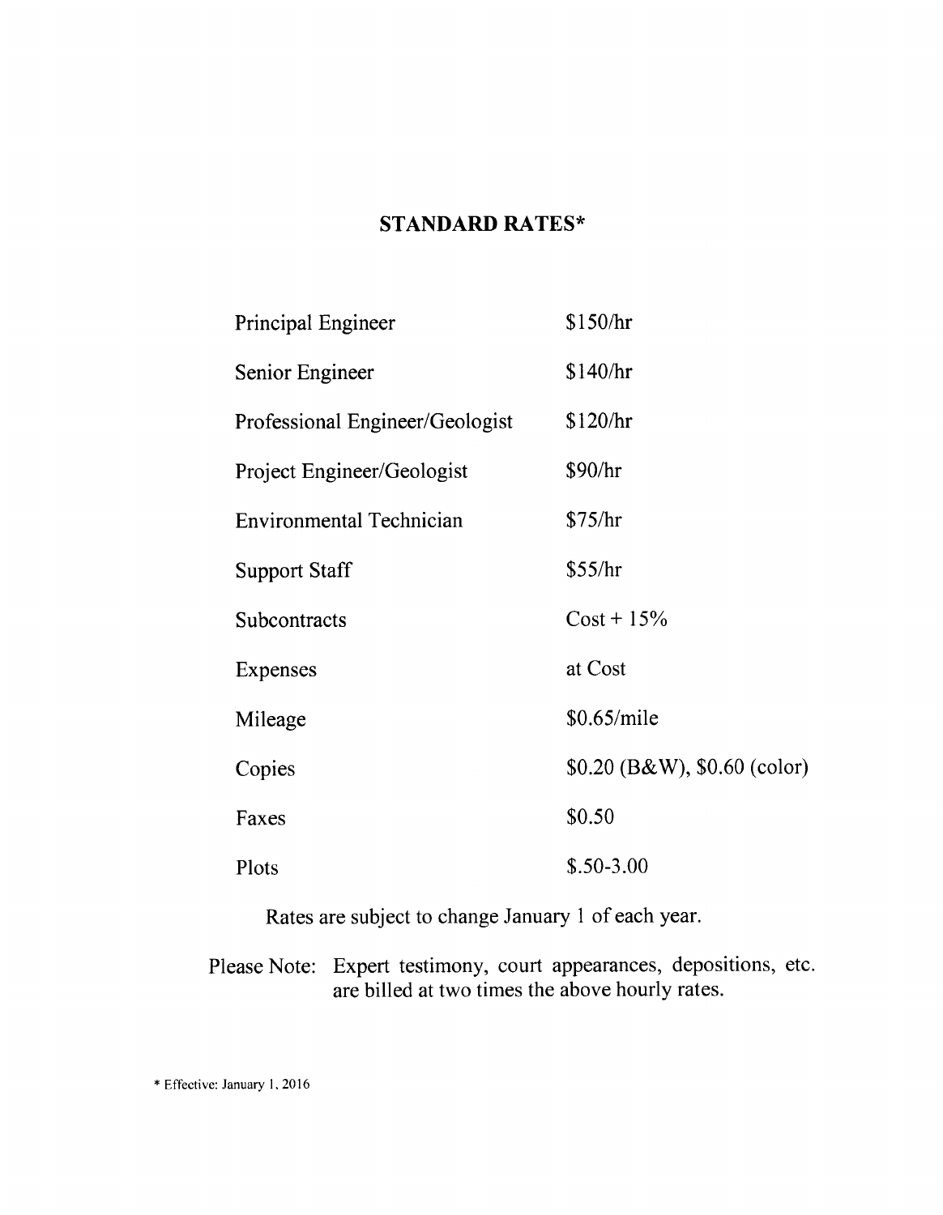## STANDARD RATES*

| | |
|---|---|
| Principal Engineer | $150/hr |
| Senior Engineer | $140/hr |
| Professional Engineer/Geologist | $120/hr |
| Project Engineer/Geologist | $90/hr |
| Environmental Technician | $75/hr |
| Support Staff | $55/hr |
| Subcontracts | Cost + 15% |
| Expenses | at Cost |
| Mileage | $0.65/mile |
| Copies | $0.20 (B&W), $0.60 (color) |
| Faxes | $0.50 |
| Plots | $.50-3.00 |

Rates are subject to change January 1 of each year.

Please Note: Expert testimony, court appearances, depositions, etc. are billed at two times the above hourly rates.

* Effective: January 1, 2016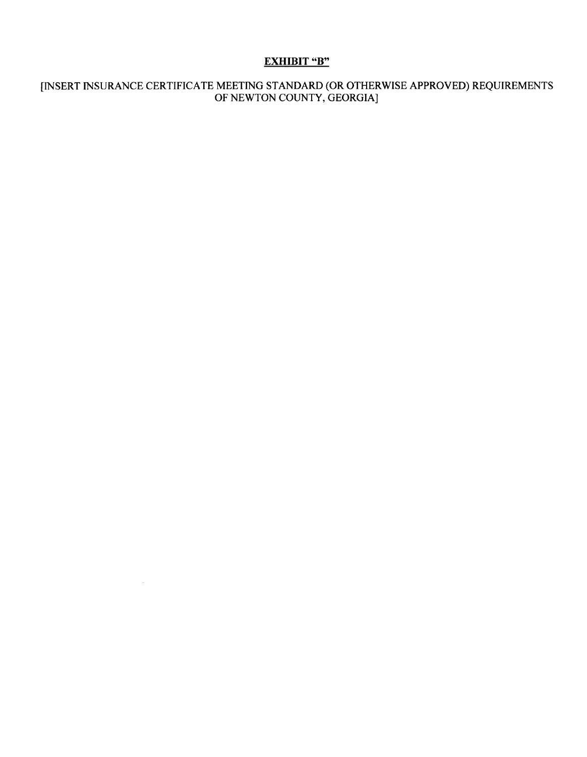## EXHIBIT "B"

[INSERT INSURANCE CERTIFICATE MEETING STANDARD (OR OTHERWISE APPROVED) REQUIREMENTS OF NEWTON COUNTY, GEORGIA]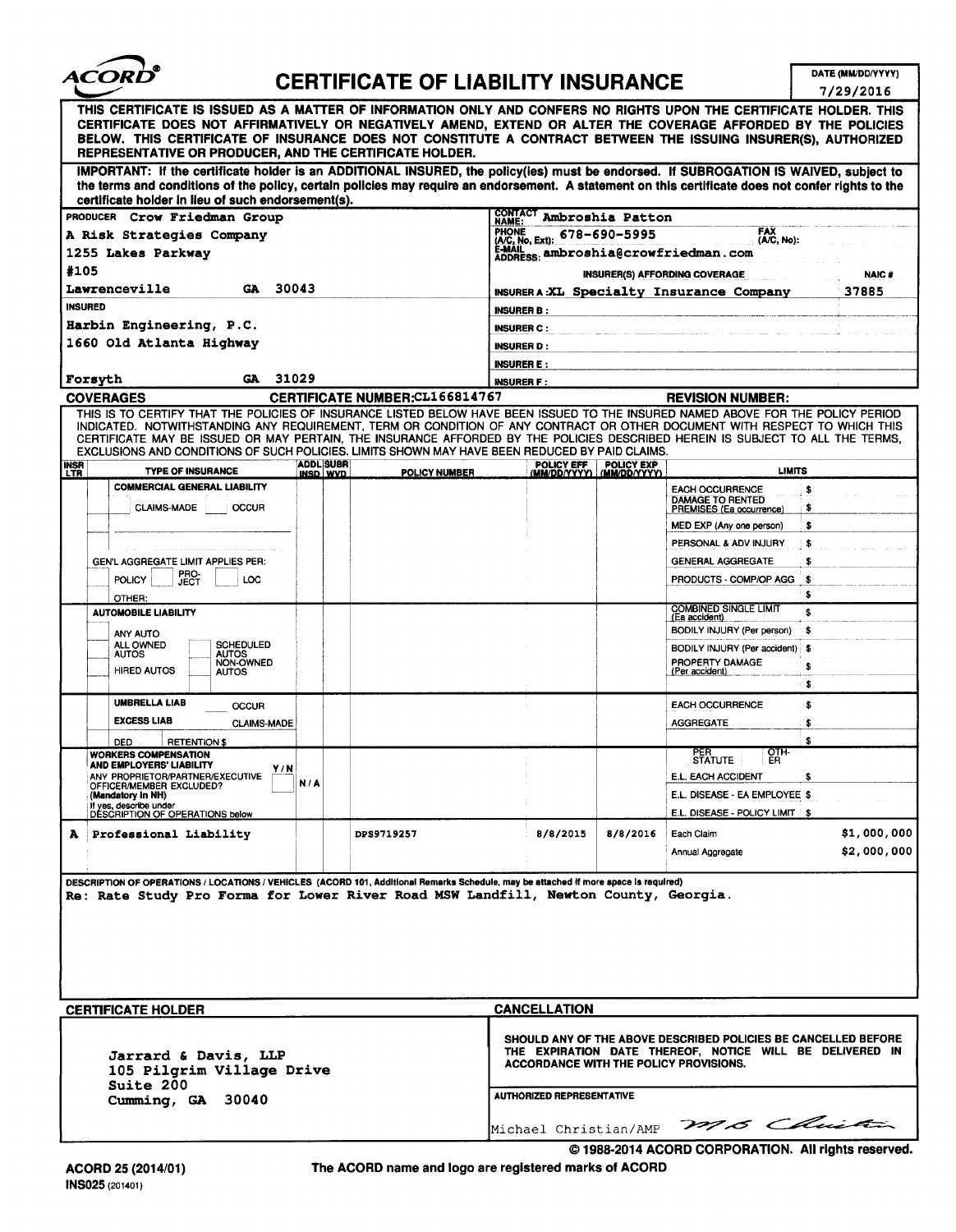# ACORD® CERTIFICATE OF LIABILITY INSURANCE

DATE (MM/DD/YYYY): 7/29/2016

**THIS CERTIFICATE IS ISSUED AS A MATTER OF INFORMATION ONLY AND CONFERS NO RIGHTS UPON THE CERTIFICATE HOLDER. THIS CERTIFICATE DOES NOT AFFIRMATIVELY OR NEGATIVELY AMEND, EXTEND OR ALTER THE COVERAGE AFFORDED BY THE POLICIES BELOW. THIS CERTIFICATE OF INSURANCE DOES NOT CONSTITUTE A CONTRACT BETWEEN THE ISSUING INSURER(S), AUTHORIZED REPRESENTATIVE OR PRODUCER, AND THE CERTIFICATE HOLDER.**

**IMPORTANT: If the certificate holder is an ADDITIONAL INSURED, the policy(ies) must be endorsed. If SUBROGATION IS WAIVED, subject to the terms and conditions of the policy, certain policies may require an endorsement. A statement on this certificate does not confer rights to the certificate holder in lieu of such endorsement(s).**

| PRODUCER | CONTACT |
|---|---|
| Crow Friedman Group<br>A Risk Strategies Company<br>1255 Lakes Parkway<br>#105<br>Lawrenceville GA 30043 | NAME: Ambroshia Patton<br>PHONE (A/C, No, Ext): 678-690-5995 FAX (A/C, No):<br>E-MAIL ADDRESS: ambroshia@crowfriedman.com |

| INSURER(S) AFFORDING COVERAGE | NAIC # |
|---|---|
| INSURER A: XL Specialty Insurance Company | 37885 |
| INSURER B: | |
| INSURER C: | |
| INSURER D: | |
| INSURER E: | |
| INSURER F: | |

**INSURED**
Harbin Engineering, P.C.
1660 Old Atlanta Highway
Forsyth GA 31029

## COVERAGES

CERTIFICATE NUMBER: CL166814767 REVISION NUMBER:

THIS IS TO CERTIFY THAT THE POLICIES OF INSURANCE LISTED BELOW HAVE BEEN ISSUED TO THE INSURED NAMED ABOVE FOR THE POLICY PERIOD INDICATED. NOTWITHSTANDING ANY REQUIREMENT, TERM OR CONDITION OF ANY CONTRACT OR OTHER DOCUMENT WITH RESPECT TO WHICH THIS CERTIFICATE MAY BE ISSUED OR MAY PERTAIN, THE INSURANCE AFFORDED BY THE POLICIES DESCRIBED HEREIN IS SUBJECT TO ALL THE TERMS, EXCLUSIONS AND CONDITIONS OF SUCH POLICIES. LIMITS SHOWN MAY HAVE BEEN REDUCED BY PAID CLAIMS.

| INSR LTR | TYPE OF INSURANCE | ADDL INSD | SUBR WVD | POLICY NUMBER | POLICY EFF (MM/DD/YYYY) | POLICY EXP (MM/DD/YYYY) | LIMITS | |
|---|---|---|---|---|---|---|---|---|
| | COMMERCIAL GENERAL LIABILITY<br>CLAIMS-MADE / OCCUR<br>GEN'L AGGREGATE LIMIT APPLIES PER: POLICY / PRO-JECT / LOC<br>OTHER: | | | | | | EACH OCCURRENCE<br>DAMAGE TO RENTED PREMISES (Ea occurrence)<br>MED EXP (Any one person)<br>PERSONAL & ADV INJURY<br>GENERAL AGGREGATE<br>PRODUCTS - COMP/OP AGG | $<br>$<br>$<br>$<br>$<br>$<br>$ |
| | AUTOMOBILE LIABILITY<br>ANY AUTO<br>ALL OWNED AUTOS / SCHEDULED AUTOS<br>HIRED AUTOS / NON-OWNED AUTOS | | | | | | COMBINED SINGLE LIMIT (Ea accident)<br>BODILY INJURY (Per person)<br>BODILY INJURY (Per accident)<br>PROPERTY DAMAGE (Per accident) | $<br>$<br>$<br>$<br>$ |
| | UMBRELLA LIAB / OCCUR<br>EXCESS LIAB / CLAIMS-MADE<br>DED / RETENTION $ | | | | | | EACH OCCURRENCE<br>AGGREGATE | $<br>$<br>$ |
| | WORKERS COMPENSATION AND EMPLOYERS' LIABILITY Y/N<br>ANY PROPRIETOR/PARTNER/EXECUTIVE OFFICER/MEMBER EXCLUDED? (Mandatory in NH)<br>If yes, describe under DESCRIPTION OF OPERATIONS below | N/A | | | | | PER STATUTE / OTH-ER<br>E.L. EACH ACCIDENT<br>E.L. DISEASE - EA EMPLOYEE<br>E.L. DISEASE - POLICY LIMIT | <br>$<br>$<br>$ |
| A | Professional Liability | | | DPS9719257 | 8/8/2015 | 8/8/2016 | Each Claim<br>Annual Aggregate | $1,000,000<br>$2,000,000 |

**DESCRIPTION OF OPERATIONS / LOCATIONS / VEHICLES** (ACORD 101, Additional Remarks Schedule, may be attached if more space is required)

Re: Rate Study Pro Forma for Lower River Road MSW Landfill, Newton County, Georgia.

| CERTIFICATE HOLDER | CANCELLATION |
|---|---|
| Jarrard & Davis, LLP<br>105 Pilgrim Village Drive<br>Suite 200<br>Cumming, GA 30040 | SHOULD ANY OF THE ABOVE DESCRIBED POLICIES BE CANCELLED BEFORE THE EXPIRATION DATE THEREOF, NOTICE WILL BE DELIVERED IN ACCORDANCE WITH THE POLICY PROVISIONS.<br><br>AUTHORIZED REPRESENTATIVE<br>Michael Christian/AMP *MB Christian* |

© 1988-2014 ACORD CORPORATION. All rights reserved.

ACORD 25 (2014/01)
INS025 (201401)

The ACORD name and logo are registered marks of ACORD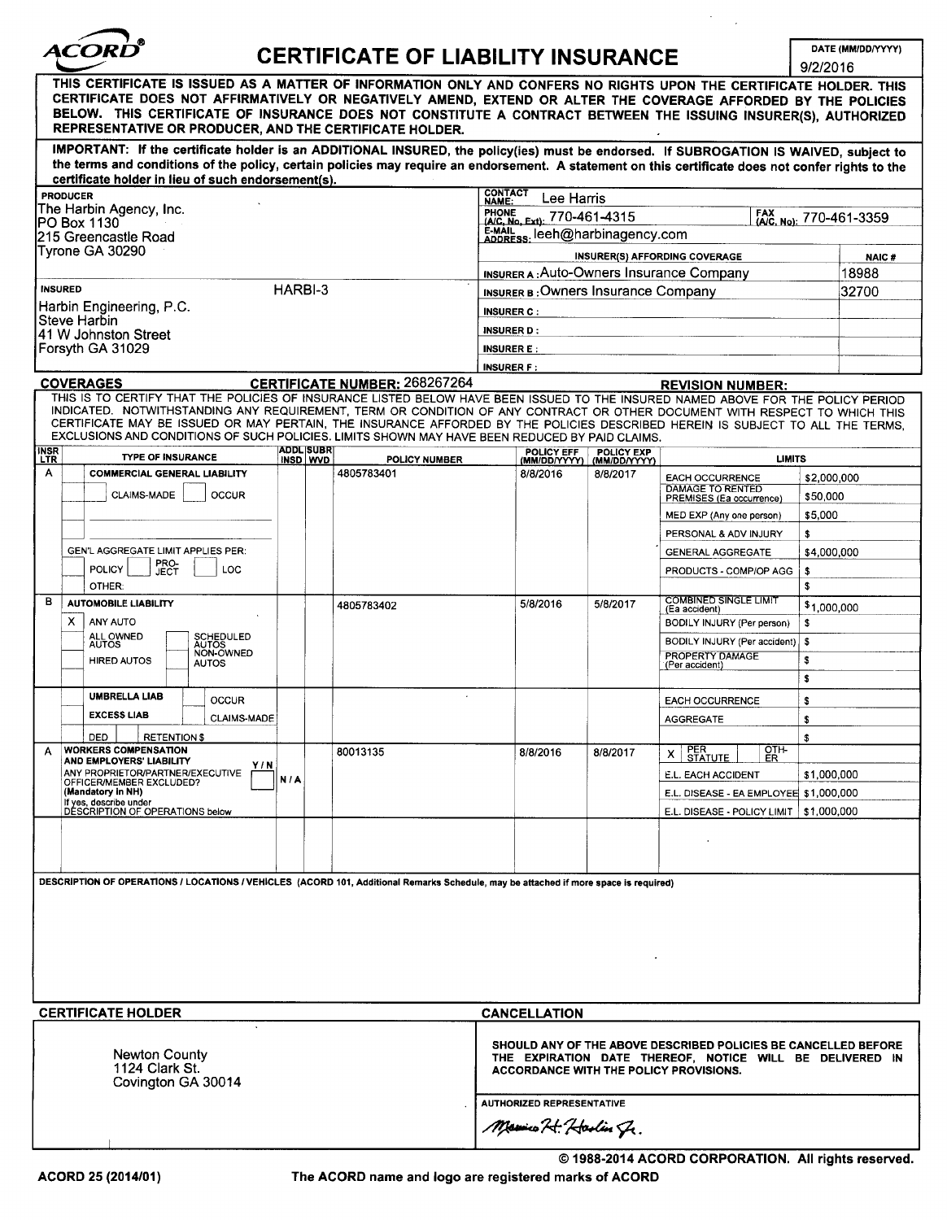# ACORD® CERTIFICATE OF LIABILITY INSURANCE

DATE (MM/DD/YYYY): 9/2/2016

**THIS CERTIFICATE IS ISSUED AS A MATTER OF INFORMATION ONLY AND CONFERS NO RIGHTS UPON THE CERTIFICATE HOLDER. THIS CERTIFICATE DOES NOT AFFIRMATIVELY OR NEGATIVELY AMEND, EXTEND OR ALTER THE COVERAGE AFFORDED BY THE POLICIES BELOW. THIS CERTIFICATE OF INSURANCE DOES NOT CONSTITUTE A CONTRACT BETWEEN THE ISSUING INSURER(S), AUTHORIZED REPRESENTATIVE OR PRODUCER, AND THE CERTIFICATE HOLDER.**

**IMPORTANT: If the certificate holder is an ADDITIONAL INSURED, the policy(ies) must be endorsed. If SUBROGATION IS WAIVED, subject to the terms and conditions of the policy, certain policies may require an endorsement. A statement on this certificate does not confer rights to the certificate holder in lieu of such endorsement(s).**

| PRODUCER | CONTACT / INSURERS | | |
|---|---|---|---|
| The Harbin Agency, Inc.<br>PO Box 1130<br>215 Greencastle Road<br>Tyrone GA 30290 | CONTACT NAME: Lee Harris | | |
| | PHONE (A/C, No, Ext): 770-461-4315 | FAX (A/C, No): 770-461-3359 | |
| | E-MAIL ADDRESS: leeh@harbinagency.com | | |
| | INSURER(S) AFFORDING COVERAGE | | NAIC # |
| | INSURER A: Auto-Owners Insurance Company | | 18988 |
| **INSURED** HARBI-3<br>Harbin Engineering, P.C.<br>Steve Harbin<br>41 W Johnston Street<br>Forsyth GA 31029 | INSURER B: Owners Insurance Company | | 32700 |
| | INSURER C: | | |
| | INSURER D: | | |
| | INSURER E: | | |
| | INSURER F: | | |

## COVERAGES

**CERTIFICATE NUMBER:** 268267264 **REVISION NUMBER:**

THIS IS TO CERTIFY THAT THE POLICIES OF INSURANCE LISTED BELOW HAVE BEEN ISSUED TO THE INSURED NAMED ABOVE FOR THE POLICY PERIOD INDICATED. NOTWITHSTANDING ANY REQUIREMENT, TERM OR CONDITION OF ANY CONTRACT OR OTHER DOCUMENT WITH RESPECT TO WHICH THIS CERTIFICATE MAY BE ISSUED OR MAY PERTAIN, THE INSURANCE AFFORDED BY THE POLICIES DESCRIBED HEREIN IS SUBJECT TO ALL THE TERMS, EXCLUSIONS AND CONDITIONS OF SUCH POLICIES. LIMITS SHOWN MAY HAVE BEEN REDUCED BY PAID CLAIMS.

| INSR LTR | TYPE OF INSURANCE | ADDL INSD | SUBR WVD | POLICY NUMBER | POLICY EFF (MM/DD/YYYY) | POLICY EXP (MM/DD/YYYY) | LIMITS | |
|---|---|---|---|---|---|---|---|---|
| A | COMMERCIAL GENERAL LIABILITY | | | 4805783401 | 8/8/2016 | 8/8/2017 | EACH OCCURRENCE | $2,000,000 |
| | CLAIMS-MADE / OCCUR | | | | | | DAMAGE TO RENTED PREMISES (Ea occurrence) | $50,000 |
| | | | | | | | MED EXP (Any one person) | $5,000 |
| | | | | | | | PERSONAL & ADV INJURY | $ |
| | GEN'L AGGREGATE LIMIT APPLIES PER: | | | | | | GENERAL AGGREGATE | $4,000,000 |
| | POLICY / PRO-JECT / LOC | | | | | | PRODUCTS - COMP/OP AGG | $ |
| | OTHER: | | | | | | | $ |
| B | AUTOMOBILE LIABILITY | | | 4805783402 | 5/8/2016 | 5/8/2017 | COMBINED SINGLE LIMIT (Ea accident) | $1,000,000 |
| | X ANY AUTO | | | | | | BODILY INJURY (Per person) | $ |
| | ALL OWNED AUTOS / SCHEDULED AUTOS | | | | | | BODILY INJURY (Per accident) | $ |
| | HIRED AUTOS / NON-OWNED AUTOS | | | | | | PROPERTY DAMAGE (Per accident) | $ |
| | | | | | | | | $ |
| | UMBRELLA LIAB / OCCUR | | | | | | EACH OCCURRENCE | $ |
| | EXCESS LIAB / CLAIMS-MADE | | | | | | AGGREGATE | $ |
| | DED / RETENTION $ | | | | | | | $ |
| A | WORKERS COMPENSATION AND EMPLOYERS' LIABILITY Y/N<br>ANY PROPRIETOR/PARTNER/EXECUTIVE OFFICER/MEMBER EXCLUDED? (Mandatory in NH)<br>If yes, describe under DESCRIPTION OF OPERATIONS below | N/A | | 80013135 | 8/8/2016 | 8/8/2017 | X PER STATUTE / OTH-ER | |
| | | | | | | | E.L. EACH ACCIDENT | $1,000,000 |
| | | | | | | | E.L. DISEASE - EA EMPLOYEE | $1,000,000 |
| | | | | | | | E.L. DISEASE - POLICY LIMIT | $1,000,000 |

**DESCRIPTION OF OPERATIONS / LOCATIONS / VEHICLES** (ACORD 101, Additional Remarks Schedule, may be attached if more space is required)

| CERTIFICATE HOLDER | CANCELLATION |
|---|---|
| Newton County<br>1124 Clark St.<br>Covington GA 30014 | SHOULD ANY OF THE ABOVE DESCRIBED POLICIES BE CANCELLED BEFORE THE EXPIRATION DATE THEREOF, NOTICE WILL BE DELIVERED IN ACCORDANCE WITH THE POLICY PROVISIONS. |
| | AUTHORIZED REPRESENTATIVE<br>Maurice H. Harbin Jr. |

© 1988-2014 ACORD CORPORATION. All rights reserved.

ACORD 25 (2014/01) The ACORD name and logo are registered marks of ACORD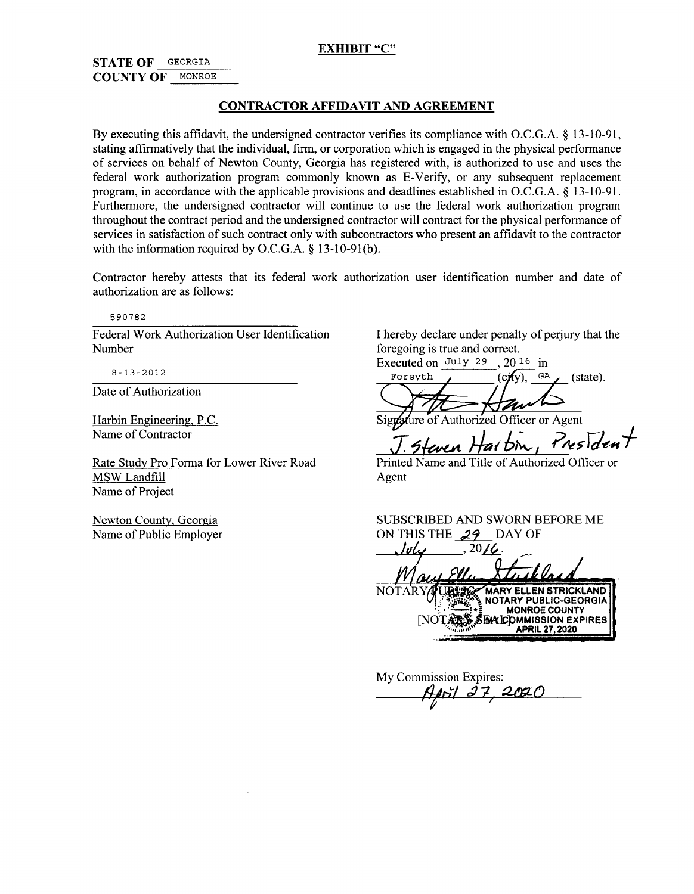**EXHIBIT "C"**

**STATE OF** GEORGIA
**COUNTY OF** MONROE

## CONTRACTOR AFFIDAVIT AND AGREEMENT

By executing this affidavit, the undersigned contractor verifies its compliance with O.C.G.A. § 13-10-91, stating affirmatively that the individual, firm, or corporation which is engaged in the physical performance of services on behalf of Newton County, Georgia has registered with, is authorized to use and uses the federal work authorization program commonly known as E-Verify, or any subsequent replacement program, in accordance with the applicable provisions and deadlines established in O.C.G.A. § 13-10-91. Furthermore, the undersigned contractor will continue to use the federal work authorization program throughout the contract period and the undersigned contractor will contract for the physical performance of services in satisfaction of such contract only with subcontractors who present an affidavit to the contractor with the information required by O.C.G.A. § 13-10-91(b).

Contractor hereby attests that its federal work authorization user identification number and date of authorization are as follows:

590782
Federal Work Authorization User Identification Number

8-13-2012
Date of Authorization

Harbin Engineering, P.C.
Name of Contractor

Rate Study Pro Forma for Lower River Road MSW Landfill
Name of Project

Newton County, Georgia
Name of Public Employer

I hereby declare under penalty of perjury that the foregoing is true and correct.
Executed on July 29, 20 16 in Forsyth (city), GA (state).

[Signature]
Signature of Authorized Officer or Agent

J. Steven Harbin, President
Printed Name and Title of Authorized Officer or Agent

SUBSCRIBED AND SWORN BEFORE ME ON THIS THE 29 DAY OF July, 2016.

[Signature: Mary Ellen Strickland]
NOTARY PUBLIC

[NOTARY SEAL] MARY ELLEN STRICKLAND, NOTARY PUBLIC-GEORGIA, MONROE COUNTY, MY COMMISSION EXPIRES APRIL 27, 2020

My Commission Expires:
April 27, 2020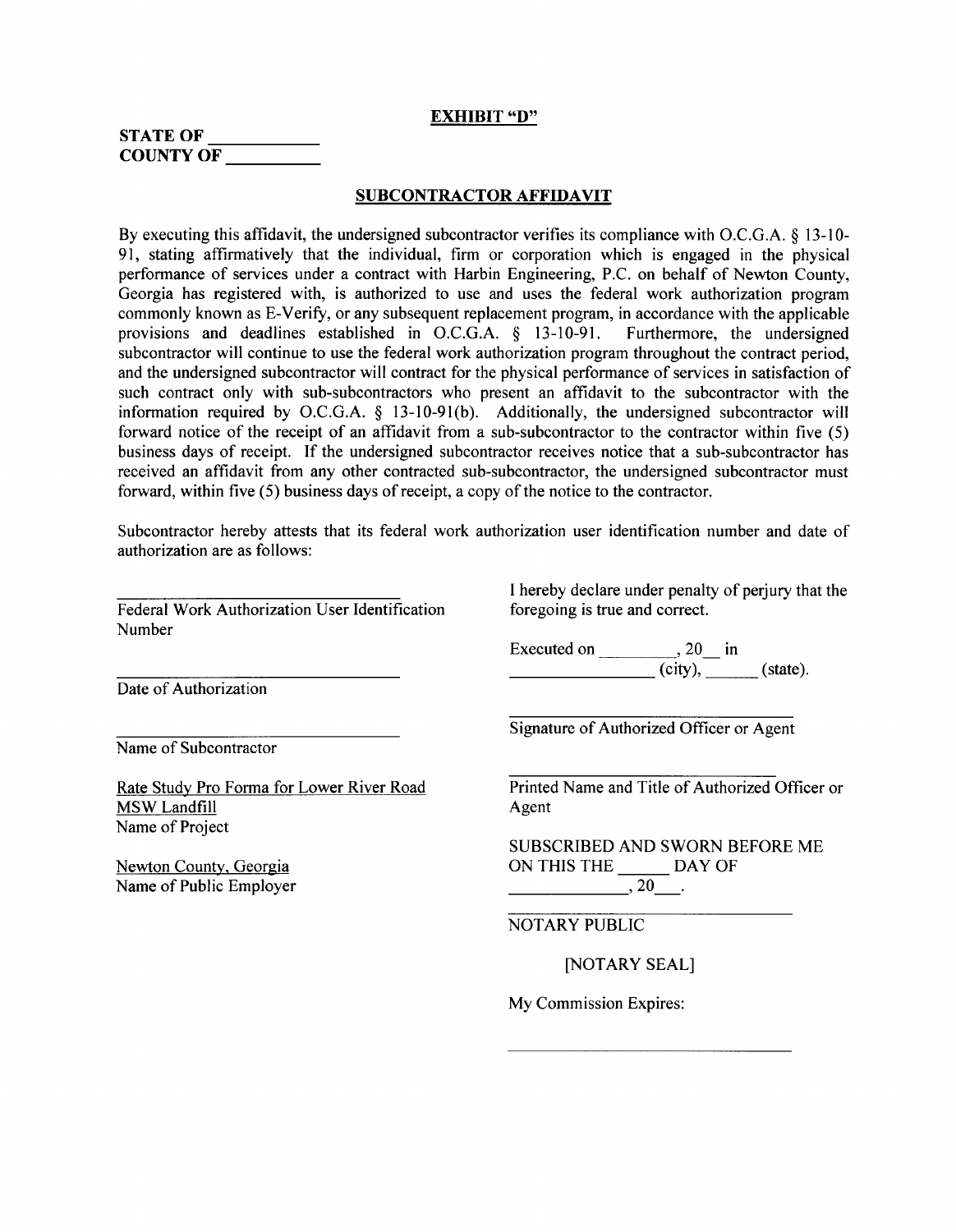**EXHIBIT "D"**

**STATE OF \_\_\_\_\_\_\_\_\_\_\_\_**
**COUNTY OF \_\_\_\_\_\_\_\_\_\_**

**SUBCONTRACTOR AFFIDAVIT**

By executing this affidavit, the undersigned subcontractor verifies its compliance with O.C.G.A. § 13-10-91, stating affirmatively that the individual, firm or corporation which is engaged in the physical performance of services under a contract with Harbin Engineering, P.C. on behalf of Newton County, Georgia has registered with, is authorized to use and uses the federal work authorization program commonly known as E-Verify, or any subsequent replacement program, in accordance with the applicable provisions and deadlines established in O.C.G.A. § 13-10-91. Furthermore, the undersigned subcontractor will continue to use the federal work authorization program throughout the contract period, and the undersigned subcontractor will contract for the physical performance of services in satisfaction of such contract only with sub-subcontractors who present an affidavit to the subcontractor with the information required by O.C.G.A. § 13-10-91(b). Additionally, the undersigned subcontractor will forward notice of the receipt of an affidavit from a sub-subcontractor to the contractor within five (5) business days of receipt. If the undersigned subcontractor receives notice that a sub-subcontractor has received an affidavit from any other contracted sub-subcontractor, the undersigned subcontractor must forward, within five (5) business days of receipt, a copy of the notice to the contractor.

Subcontractor hereby attests that its federal work authorization user identification number and date of authorization are as follows:

\_\_\_\_\_\_\_\_\_\_\_\_\_\_\_\_\_\_\_\_\_\_\_\_\_\_\_\_\_\_\_\_
Federal Work Authorization User Identification Number

\_\_\_\_\_\_\_\_\_\_\_\_\_\_\_\_\_\_\_\_\_\_\_\_\_\_\_\_\_\_\_\_
Date of Authorization

\_\_\_\_\_\_\_\_\_\_\_\_\_\_\_\_\_\_\_\_\_\_\_\_\_\_\_\_\_\_\_\_
Name of Subcontractor

Rate Study Pro Forma for Lower River Road MSW Landfill
Name of Project

Newton County, Georgia
Name of Public Employer

I hereby declare under penalty of perjury that the foregoing is true and correct.

Executed on \_\_\_\_\_\_\_\_\_, 20\_\_ in
\_\_\_\_\_\_\_\_\_\_\_\_\_\_\_\_ (city), \_\_\_\_\_\_ (state).

\_\_\_\_\_\_\_\_\_\_\_\_\_\_\_\_\_\_\_\_\_\_\_\_\_\_\_\_\_\_\_\_
Signature of Authorized Officer or Agent

\_\_\_\_\_\_\_\_\_\_\_\_\_\_\_\_\_\_\_\_\_\_\_\_\_\_\_\_\_\_\_\_
Printed Name and Title of Authorized Officer or Agent

SUBSCRIBED AND SWORN BEFORE ME ON THIS THE \_\_\_\_\_ DAY OF \_\_\_\_\_\_\_\_\_\_\_\_\_, 20\_\_\_.

\_\_\_\_\_\_\_\_\_\_\_\_\_\_\_\_\_\_\_\_\_\_\_\_\_\_\_\_\_\_\_\_
NOTARY PUBLIC

[NOTARY SEAL]

My Commission Expires:

\_\_\_\_\_\_\_\_\_\_\_\_\_\_\_\_\_\_\_\_\_\_\_\_\_\_\_\_\_\_\_\_